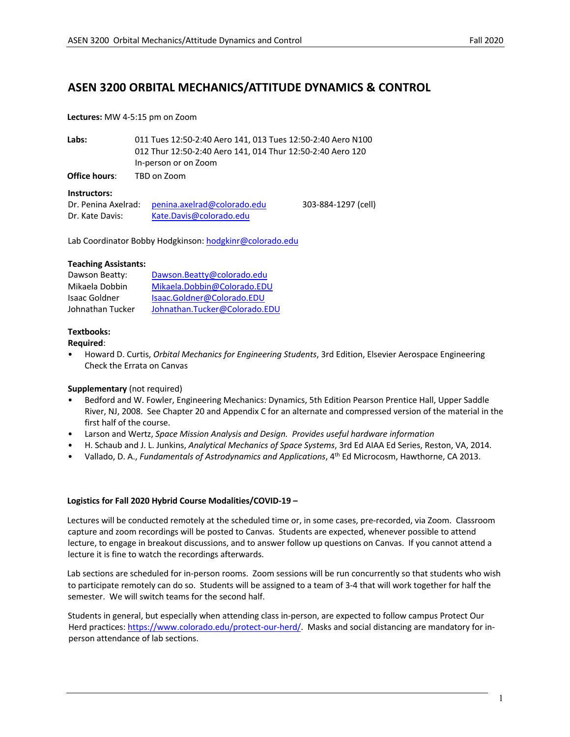# ASEN 3200 ORBITAL MECHANICS/ATTITUDE DYNAMICS & CONTROL

**Lectures:** MW 4-5:15 pm on Zoom

**Labs:** 011 Tues 12:50-2:40 Aero 141, 013 Tues 12:50-2:40 Aero N100
012 Thur 12:50-2:40 Aero 141, 014 Thur 12:50-2:40 Aero 120
In-person or on Zoom

**Office hours**: TBD on Zoom

**Instructors:**
Dr. Penina Axelrad: penina.axelrad@colorado.edu 303-884-1297 (cell)
Dr. Kate Davis: Kate.Davis@colorado.edu

Lab Coordinator Bobby Hodgkinson: hodgkinr@colorado.edu

**Teaching Assistants:**
Dawson Beatty: Dawson.Beatty@colorado.edu
Mikaela Dobbin Mikaela.Dobbin@Colorado.EDU
Isaac Goldner Isaac.Goldner@Colorado.EDU
Johnathan Tucker Johnathan.Tucker@Colorado.EDU

**Textbooks:**
**Required**:

- Howard D. Curtis, *Orbital Mechanics for Engineering Students*, 3rd Edition, Elsevier Aerospace Engineering Check the Errata on Canvas

**Supplementary** (not required)

- Bedford and W. Fowler, Engineering Mechanics: Dynamics, 5th Edition Pearson Prentice Hall, Upper Saddle River, NJ, 2008. See Chapter 20 and Appendix C for an alternate and compressed version of the material in the first half of the course.
- Larson and Wertz, *Space Mission Analysis and Design. Provides useful hardware information*
- H. Schaub and J. L. Junkins, *Analytical Mechanics of Space Systems*, 3rd Ed AIAA Ed Series, Reston, VA, 2014.
- Vallado, D. A., *Fundamentals of Astrodynamics and Applications*, 4th Ed Microcosm, Hawthorne, CA 2013.

**Logistics for Fall 2020 Hybrid Course Modalities/COVID-19 –**

Lectures will be conducted remotely at the scheduled time or, in some cases, pre-recorded, via Zoom. Classroom capture and zoom recordings will be posted to Canvas. Students are expected, whenever possible to attend lecture, to engage in breakout discussions, and to answer follow up questions on Canvas. If you cannot attend a lecture it is fine to watch the recordings afterwards.

Lab sections are scheduled for in-person rooms. Zoom sessions will be run concurrently so that students who wish to participate remotely can do so. Students will be assigned to a team of 3-4 that will work together for half the semester. We will switch teams for the second half.

Students in general, but especially when attending class in-person, are expected to follow campus Protect Our Herd practices: https://www.colorado.edu/protect-our-herd/. Masks and social distancing are mandatory for in-person attendance of lab sections.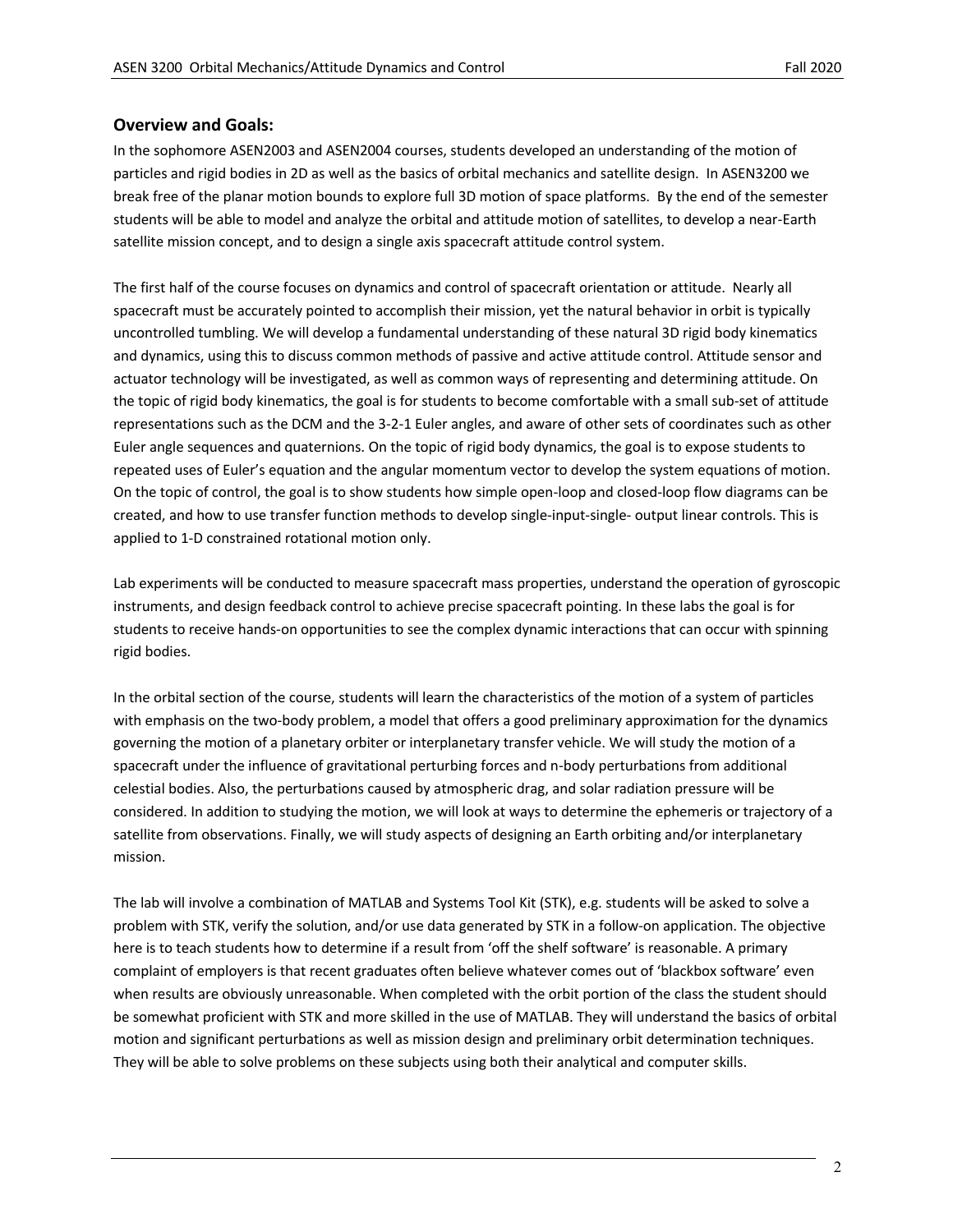## Overview and Goals:

In the sophomore ASEN2003 and ASEN2004 courses, students developed an understanding of the motion of particles and rigid bodies in 2D as well as the basics of orbital mechanics and satellite design. In ASEN3200 we break free of the planar motion bounds to explore full 3D motion of space platforms. By the end of the semester students will be able to model and analyze the orbital and attitude motion of satellites, to develop a near-Earth satellite mission concept, and to design a single axis spacecraft attitude control system.

The first half of the course focuses on dynamics and control of spacecraft orientation or attitude. Nearly all spacecraft must be accurately pointed to accomplish their mission, yet the natural behavior in orbit is typically uncontrolled tumbling. We will develop a fundamental understanding of these natural 3D rigid body kinematics and dynamics, using this to discuss common methods of passive and active attitude control. Attitude sensor and actuator technology will be investigated, as well as common ways of representing and determining attitude. On the topic of rigid body kinematics, the goal is for students to become comfortable with a small sub-set of attitude representations such as the DCM and the 3-2-1 Euler angles, and aware of other sets of coordinates such as other Euler angle sequences and quaternions. On the topic of rigid body dynamics, the goal is to expose students to repeated uses of Euler's equation and the angular momentum vector to develop the system equations of motion. On the topic of control, the goal is to show students how simple open-loop and closed-loop flow diagrams can be created, and how to use transfer function methods to develop single-input-single- output linear controls. This is applied to 1-D constrained rotational motion only.

Lab experiments will be conducted to measure spacecraft mass properties, understand the operation of gyroscopic instruments, and design feedback control to achieve precise spacecraft pointing. In these labs the goal is for students to receive hands-on opportunities to see the complex dynamic interactions that can occur with spinning rigid bodies.

In the orbital section of the course, students will learn the characteristics of the motion of a system of particles with emphasis on the two-body problem, a model that offers a good preliminary approximation for the dynamics governing the motion of a planetary orbiter or interplanetary transfer vehicle. We will study the motion of a spacecraft under the influence of gravitational perturbing forces and n-body perturbations from additional celestial bodies. Also, the perturbations caused by atmospheric drag, and solar radiation pressure will be considered. In addition to studying the motion, we will look at ways to determine the ephemeris or trajectory of a satellite from observations. Finally, we will study aspects of designing an Earth orbiting and/or interplanetary mission.

The lab will involve a combination of MATLAB and Systems Tool Kit (STK), e.g. students will be asked to solve a problem with STK, verify the solution, and/or use data generated by STK in a follow-on application. The objective here is to teach students how to determine if a result from 'off the shelf software' is reasonable. A primary complaint of employers is that recent graduates often believe whatever comes out of 'blackbox software' even when results are obviously unreasonable. When completed with the orbit portion of the class the student should be somewhat proficient with STK and more skilled in the use of MATLAB. They will understand the basics of orbital motion and significant perturbations as well as mission design and preliminary orbit determination techniques. They will be able to solve problems on these subjects using both their analytical and computer skills.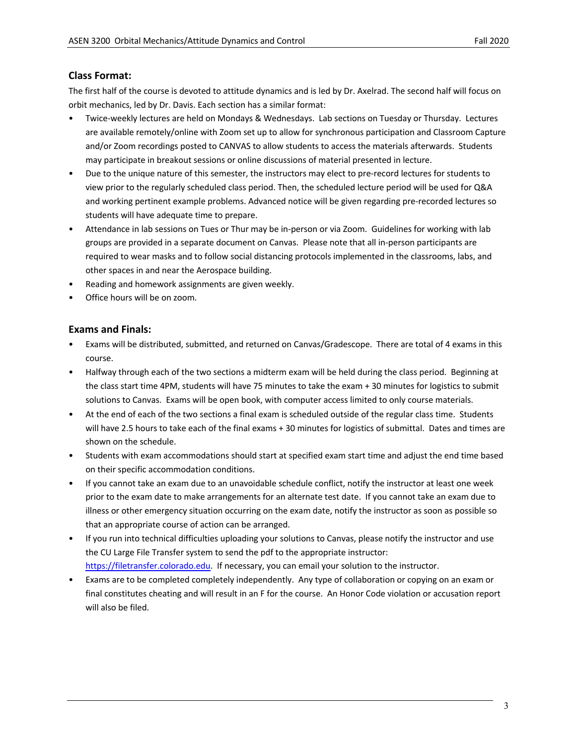## Class Format:

The first half of the course is devoted to attitude dynamics and is led by Dr. Axelrad. The second half will focus on orbit mechanics, led by Dr. Davis. Each section has a similar format:

- Twice-weekly lectures are held on Mondays & Wednesdays. Lab sections on Tuesday or Thursday. Lectures are available remotely/online with Zoom set up to allow for synchronous participation and Classroom Capture and/or Zoom recordings posted to CANVAS to allow students to access the materials afterwards. Students may participate in breakout sessions or online discussions of material presented in lecture.
- Due to the unique nature of this semester, the instructors may elect to pre-record lectures for students to view prior to the regularly scheduled class period. Then, the scheduled lecture period will be used for Q&A and working pertinent example problems. Advanced notice will be given regarding pre-recorded lectures so students will have adequate time to prepare.
- Attendance in lab sessions on Tues or Thur may be in-person or via Zoom. Guidelines for working with lab groups are provided in a separate document on Canvas. Please note that all in-person participants are required to wear masks and to follow social distancing protocols implemented in the classrooms, labs, and other spaces in and near the Aerospace building.
- Reading and homework assignments are given weekly.
- Office hours will be on zoom.

## Exams and Finals:

- Exams will be distributed, submitted, and returned on Canvas/Gradescope. There are total of 4 exams in this course.
- Halfway through each of the two sections a midterm exam will be held during the class period. Beginning at the class start time 4PM, students will have 75 minutes to take the exam + 30 minutes for logistics to submit solutions to Canvas. Exams will be open book, with computer access limited to only course materials.
- At the end of each of the two sections a final exam is scheduled outside of the regular class time. Students will have 2.5 hours to take each of the final exams + 30 minutes for logistics of submittal. Dates and times are shown on the schedule.
- Students with exam accommodations should start at specified exam start time and adjust the end time based on their specific accommodation conditions.
- If you cannot take an exam due to an unavoidable schedule conflict, notify the instructor at least one week prior to the exam date to make arrangements for an alternate test date. If you cannot take an exam due to illness or other emergency situation occurring on the exam date, notify the instructor as soon as possible so that an appropriate course of action can be arranged.
- If you run into technical difficulties uploading your solutions to Canvas, please notify the instructor and use the CU Large File Transfer system to send the pdf to the appropriate instructor: [https://filetransfer.colorado.edu](https://filetransfer.colorado.edu). If necessary, you can email your solution to the instructor.
- Exams are to be completed completely independently. Any type of collaboration or copying on an exam or final constitutes cheating and will result in an F for the course. An Honor Code violation or accusation report will also be filed.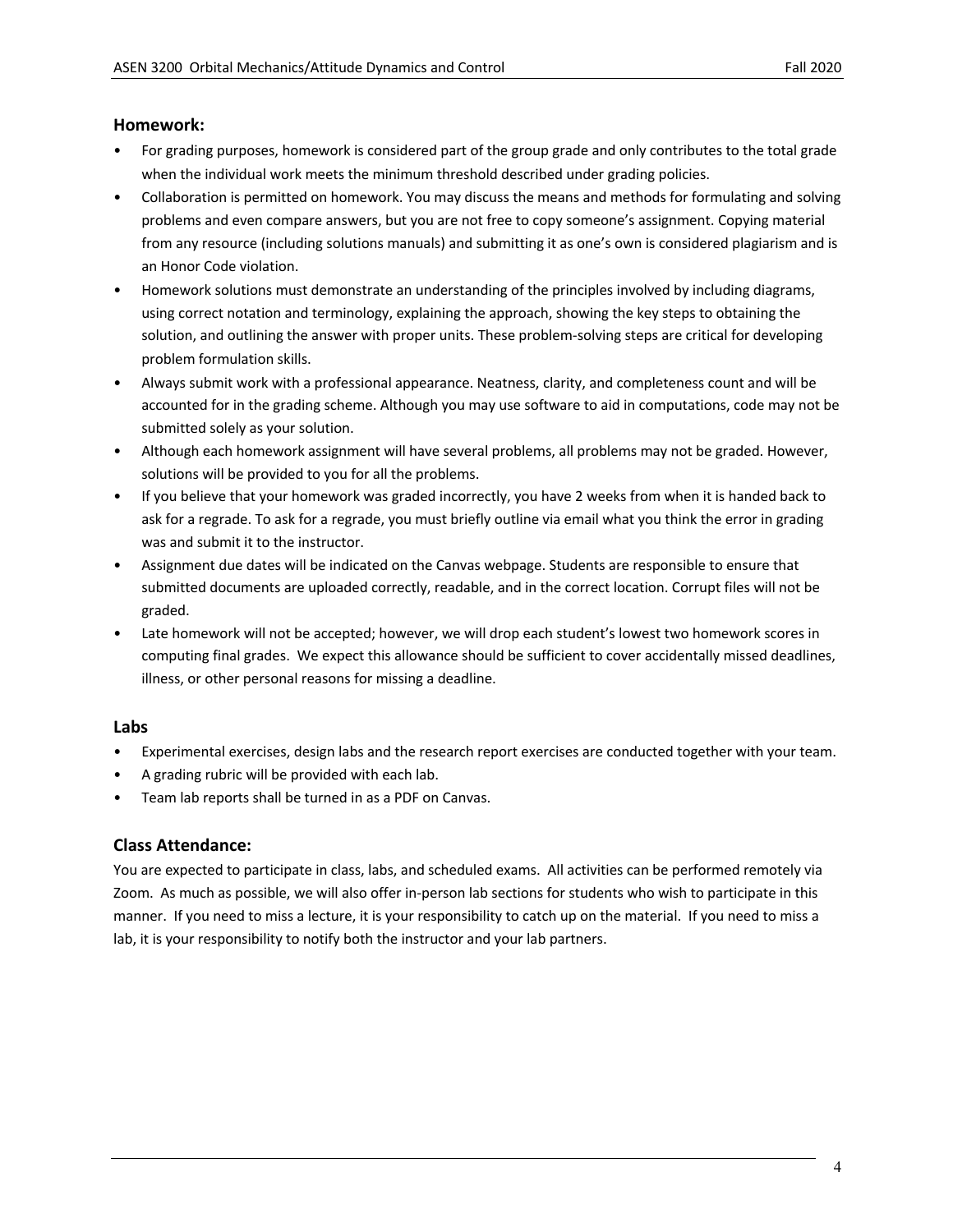## Homework:

- For grading purposes, homework is considered part of the group grade and only contributes to the total grade when the individual work meets the minimum threshold described under grading policies.
- Collaboration is permitted on homework. You may discuss the means and methods for formulating and solving problems and even compare answers, but you are not free to copy someone's assignment. Copying material from any resource (including solutions manuals) and submitting it as one's own is considered plagiarism and is an Honor Code violation.
- Homework solutions must demonstrate an understanding of the principles involved by including diagrams, using correct notation and terminology, explaining the approach, showing the key steps to obtaining the solution, and outlining the answer with proper units. These problem-solving steps are critical for developing problem formulation skills.
- Always submit work with a professional appearance. Neatness, clarity, and completeness count and will be accounted for in the grading scheme. Although you may use software to aid in computations, code may not be submitted solely as your solution.
- Although each homework assignment will have several problems, all problems may not be graded. However, solutions will be provided to you for all the problems.
- If you believe that your homework was graded incorrectly, you have 2 weeks from when it is handed back to ask for a regrade. To ask for a regrade, you must briefly outline via email what you think the error in grading was and submit it to the instructor.
- Assignment due dates will be indicated on the Canvas webpage. Students are responsible to ensure that submitted documents are uploaded correctly, readable, and in the correct location. Corrupt files will not be graded.
- Late homework will not be accepted; however, we will drop each student's lowest two homework scores in computing final grades. We expect this allowance should be sufficient to cover accidentally missed deadlines, illness, or other personal reasons for missing a deadline.

## Labs

- Experimental exercises, design labs and the research report exercises are conducted together with your team.
- A grading rubric will be provided with each lab.
- Team lab reports shall be turned in as a PDF on Canvas.

## Class Attendance:

You are expected to participate in class, labs, and scheduled exams. All activities can be performed remotely via Zoom. As much as possible, we will also offer in-person lab sections for students who wish to participate in this manner. If you need to miss a lecture, it is your responsibility to catch up on the material. If you need to miss a lab, it is your responsibility to notify both the instructor and your lab partners.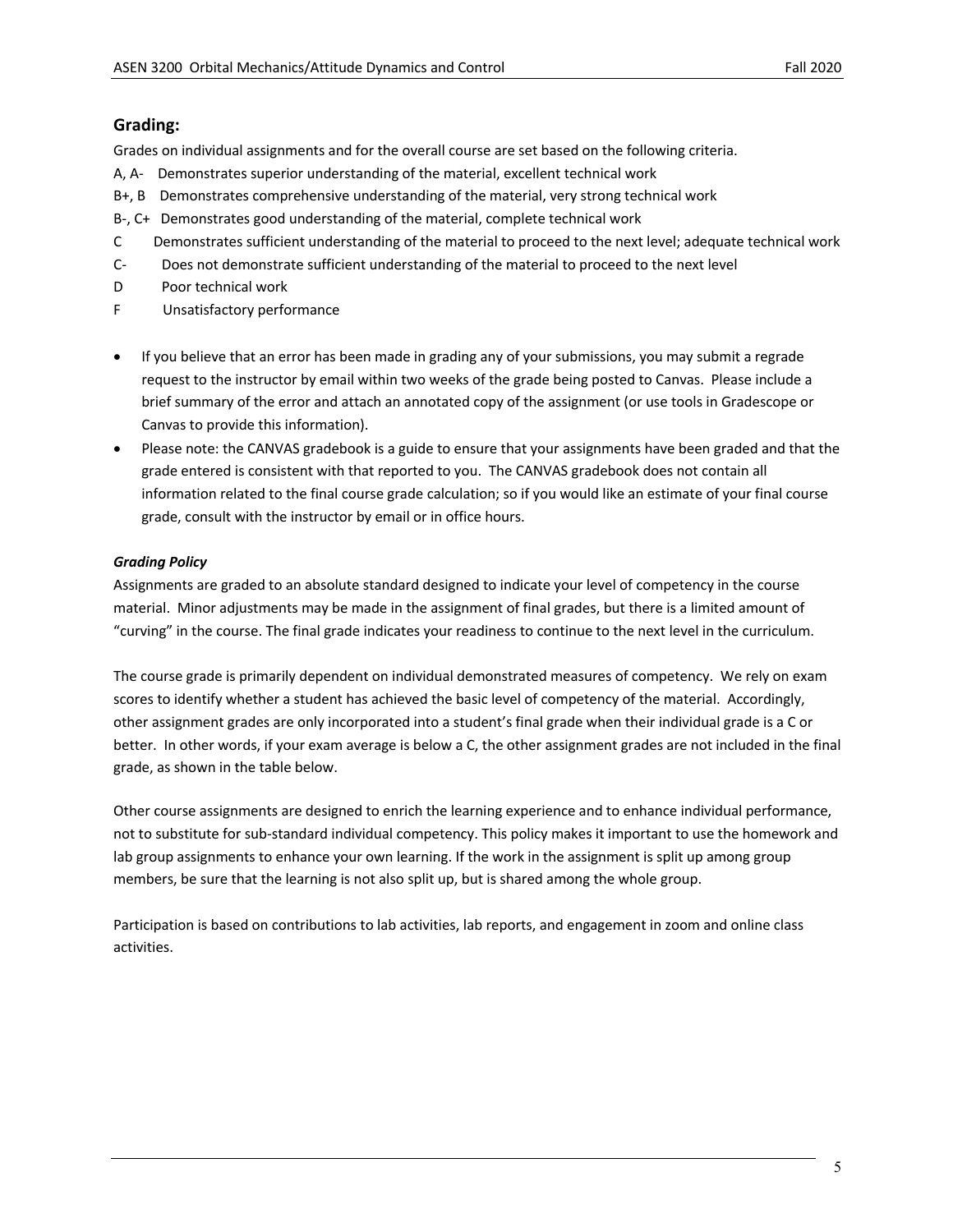## Grading:

Grades on individual assignments and for the overall course are set based on the following criteria.

A, A- Demonstrates superior understanding of the material, excellent technical work

B+, B Demonstrates comprehensive understanding of the material, very strong technical work

B-, C+ Demonstrates good understanding of the material, complete technical work

C Demonstrates sufficient understanding of the material to proceed to the next level; adequate technical work

C- Does not demonstrate sufficient understanding of the material to proceed to the next level

D Poor technical work

F Unsatisfactory performance

- If you believe that an error has been made in grading any of your submissions, you may submit a regrade request to the instructor by email within two weeks of the grade being posted to Canvas. Please include a brief summary of the error and attach an annotated copy of the assignment (or use tools in Gradescope or Canvas to provide this information).
- Please note: the CANVAS gradebook is a guide to ensure that your assignments have been graded and that the grade entered is consistent with that reported to you. The CANVAS gradebook does not contain all information related to the final course grade calculation; so if you would like an estimate of your final course grade, consult with the instructor by email or in office hours.

***Grading Policy***

Assignments are graded to an absolute standard designed to indicate your level of competency in the course material. Minor adjustments may be made in the assignment of final grades, but there is a limited amount of "curving" in the course. The final grade indicates your readiness to continue to the next level in the curriculum.

The course grade is primarily dependent on individual demonstrated measures of competency. We rely on exam scores to identify whether a student has achieved the basic level of competency of the material. Accordingly, other assignment grades are only incorporated into a student's final grade when their individual grade is a C or better. In other words, if your exam average is below a C, the other assignment grades are not included in the final grade, as shown in the table below.

Other course assignments are designed to enrich the learning experience and to enhance individual performance, not to substitute for sub-standard individual competency. This policy makes it important to use the homework and lab group assignments to enhance your own learning. If the work in the assignment is split up among group members, be sure that the learning is not also split up, but is shared among the whole group.

Participation is based on contributions to lab activities, lab reports, and engagement in zoom and online class activities.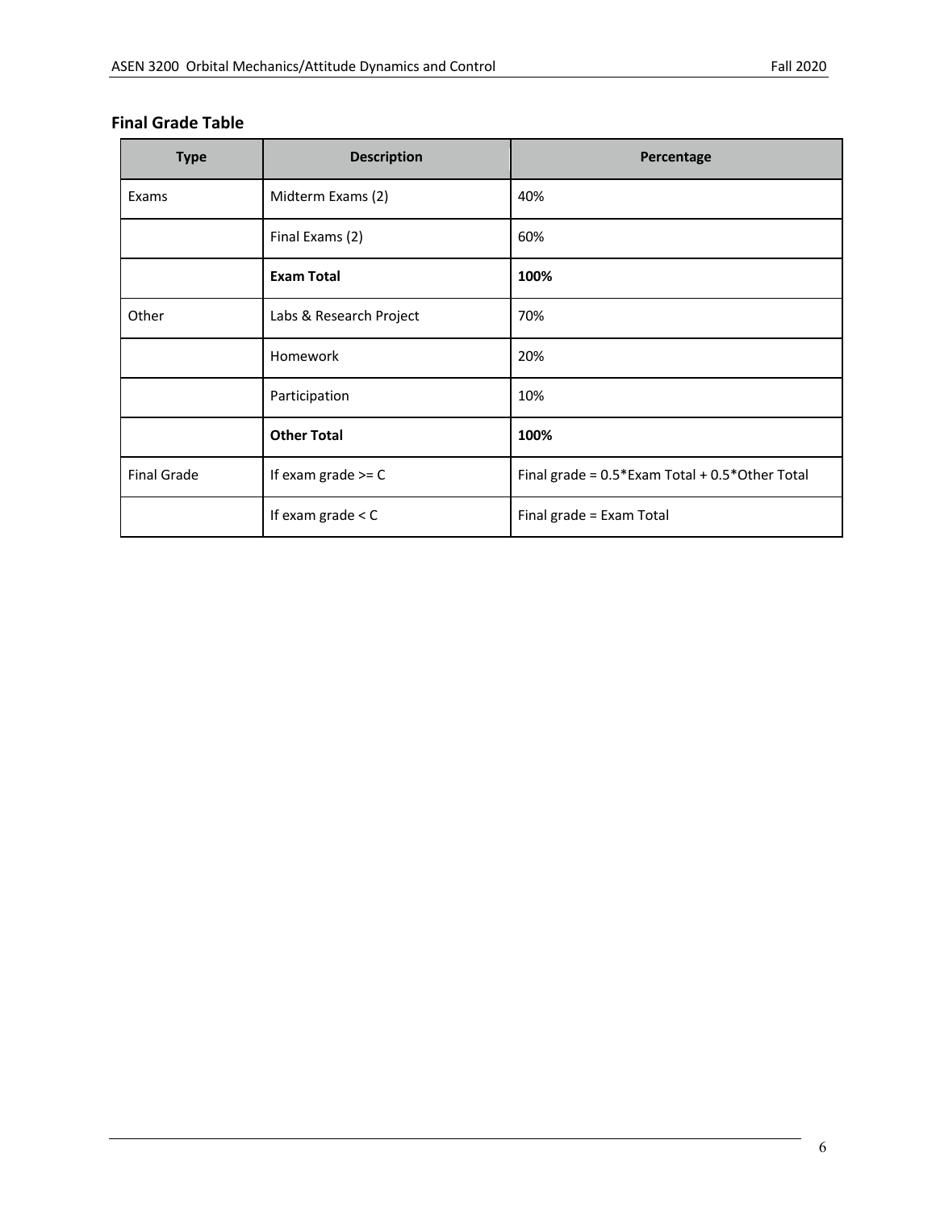## Final Grade Table

| Type | Description | Percentage |
|---|---|---|
| Exams | Midterm Exams (2) | 40% |
| | Final Exams (2) | 60% |
| | **Exam Total** | **100%** |
| Other | Labs & Research Project | 70% |
| | Homework | 20% |
| | Participation | 10% |
| | **Other Total** | **100%** |
| Final Grade | If exam grade >= C | Final grade = 0.5*Exam Total + 0.5*Other Total |
| | If exam grade < C | Final grade = Exam Total |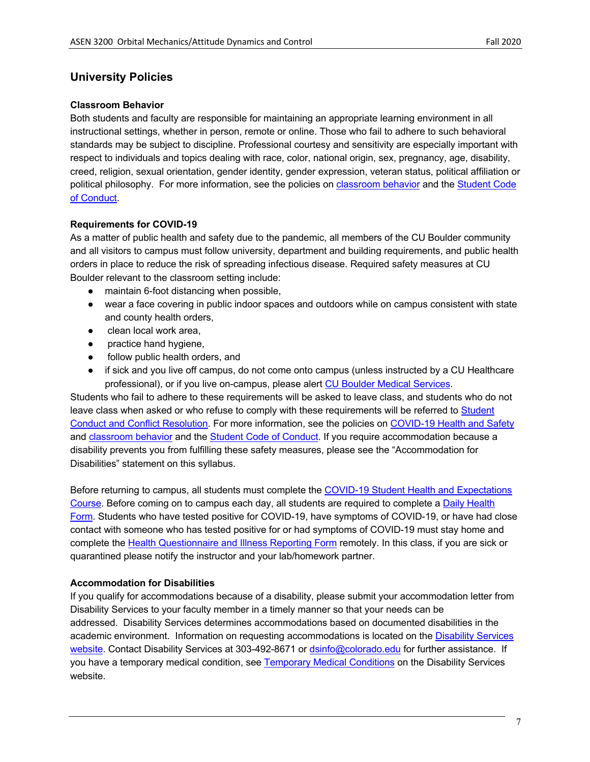## University Policies

### Classroom Behavior

Both students and faculty are responsible for maintaining an appropriate learning environment in all instructional settings, whether in person, remote or online. Those who fail to adhere to such behavioral standards may be subject to discipline. Professional courtesy and sensitivity are especially important with respect to individuals and topics dealing with race, color, national origin, sex, pregnancy, age, disability, creed, religion, sexual orientation, gender identity, gender expression, veteran status, political affiliation or political philosophy. For more information, see the policies on classroom behavior and the Student Code of Conduct.

### Requirements for COVID-19

As a matter of public health and safety due to the pandemic, all members of the CU Boulder community and all visitors to campus must follow university, department and building requirements, and public health orders in place to reduce the risk of spreading infectious disease. Required safety measures at CU Boulder relevant to the classroom setting include:

- maintain 6-foot distancing when possible,
- wear a face covering in public indoor spaces and outdoors while on campus consistent with state and county health orders,
- clean local work area,
- practice hand hygiene,
- follow public health orders, and
- if sick and you live off campus, do not come onto campus (unless instructed by a CU Healthcare professional), or if you live on-campus, please alert CU Boulder Medical Services.

Students who fail to adhere to these requirements will be asked to leave class, and students who do not leave class when asked or who refuse to comply with these requirements will be referred to Student Conduct and Conflict Resolution. For more information, see the policies on COVID-19 Health and Safety and classroom behavior and the Student Code of Conduct. If you require accommodation because a disability prevents you from fulfilling these safety measures, please see the "Accommodation for Disabilities" statement on this syllabus.

Before returning to campus, all students must complete the COVID-19 Student Health and Expectations Course. Before coming on to campus each day, all students are required to complete a Daily Health Form. Students who have tested positive for COVID-19, have symptoms of COVID-19, or have had close contact with someone who has tested positive for or had symptoms of COVID-19 must stay home and complete the Health Questionnaire and Illness Reporting Form remotely. In this class, if you are sick or quarantined please notify the instructor and your lab/homework partner.

### Accommodation for Disabilities

If you qualify for accommodations because of a disability, please submit your accommodation letter from Disability Services to your faculty member in a timely manner so that your needs can be addressed. Disability Services determines accommodations based on documented disabilities in the academic environment. Information on requesting accommodations is located on the Disability Services website. Contact Disability Services at 303-492-8671 or dsinfo@colorado.edu for further assistance. If you have a temporary medical condition, see Temporary Medical Conditions on the Disability Services website.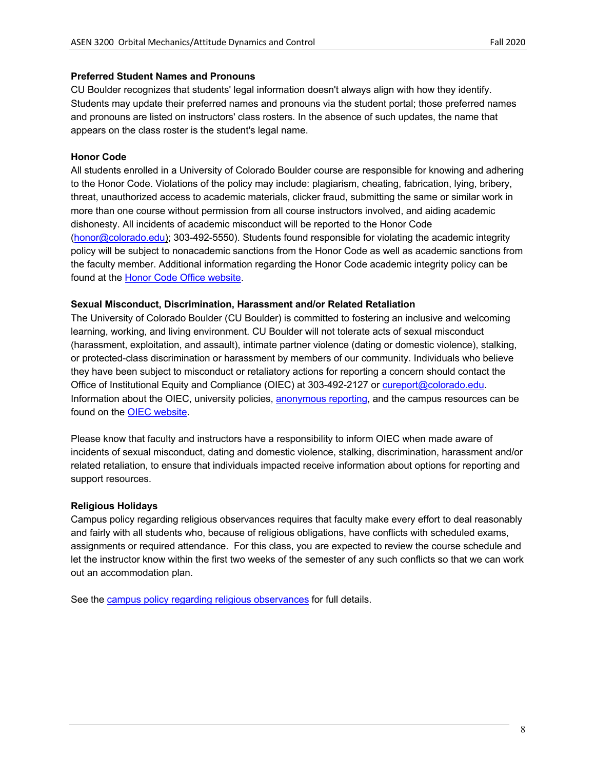**Preferred Student Names and Pronouns**

CU Boulder recognizes that students' legal information doesn't always align with how they identify. Students may update their preferred names and pronouns via the student portal; those preferred names and pronouns are listed on instructors' class rosters. In the absence of such updates, the name that appears on the class roster is the student's legal name.

**Honor Code**

All students enrolled in a University of Colorado Boulder course are responsible for knowing and adhering to the Honor Code. Violations of the policy may include: plagiarism, cheating, fabrication, lying, bribery, threat, unauthorized access to academic materials, clicker fraud, submitting the same or similar work in more than one course without permission from all course instructors involved, and aiding academic dishonesty. All incidents of academic misconduct will be reported to the Honor Code (honor@colorado.edu); 303-492-5550). Students found responsible for violating the academic integrity policy will be subject to nonacademic sanctions from the Honor Code as well as academic sanctions from the faculty member. Additional information regarding the Honor Code academic integrity policy can be found at the Honor Code Office website.

**Sexual Misconduct, Discrimination, Harassment and/or Related Retaliation**

The University of Colorado Boulder (CU Boulder) is committed to fostering an inclusive and welcoming learning, working, and living environment. CU Boulder will not tolerate acts of sexual misconduct (harassment, exploitation, and assault), intimate partner violence (dating or domestic violence), stalking, or protected-class discrimination or harassment by members of our community. Individuals who believe they have been subject to misconduct or retaliatory actions for reporting a concern should contact the Office of Institutional Equity and Compliance (OIEC) at 303-492-2127 or cureport@colorado.edu. Information about the OIEC, university policies, anonymous reporting, and the campus resources can be found on the OIEC website.

Please know that faculty and instructors have a responsibility to inform OIEC when made aware of incidents of sexual misconduct, dating and domestic violence, stalking, discrimination, harassment and/or related retaliation, to ensure that individuals impacted receive information about options for reporting and support resources.

**Religious Holidays**

Campus policy regarding religious observances requires that faculty make every effort to deal reasonably and fairly with all students who, because of religious obligations, have conflicts with scheduled exams, assignments or required attendance. For this class, you are expected to review the course schedule and let the instructor know within the first two weeks of the semester of any such conflicts so that we can work out an accommodation plan.

See the campus policy regarding religious observances for full details.